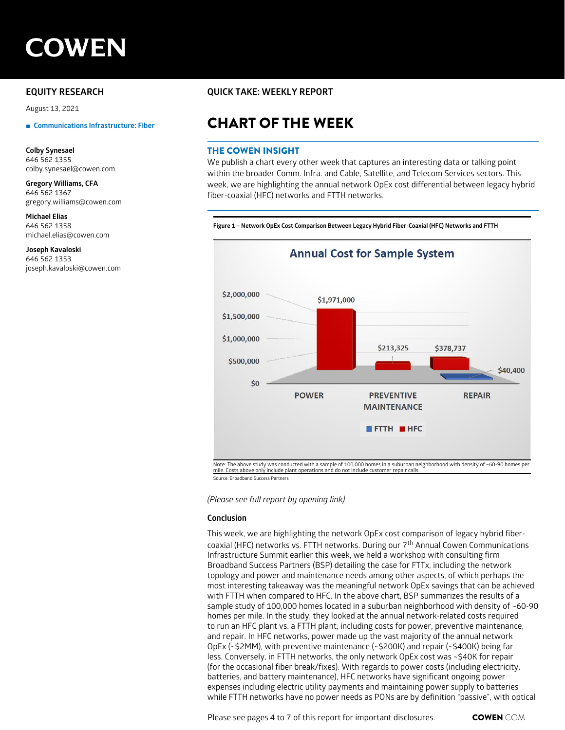# COWEN

**EQUITY RESEARCH**

August 13, 2021

■ Communications Infrastructure: Fiber

**Colby Synesael**
646 562 1355
colby.synesael@cowen.com

**Gregory Williams, CFA**
646 562 1367
gregory.williams@cowen.com

**Michael Elias**
646 562 1358
michael.elias@cowen.com

**Joseph Kavaloski**
646 562 1353
joseph.kavaloski@cowen.com

**QUICK TAKE: WEEKLY REPORT**

# CHART OF THE WEEK

## THE COWEN INSIGHT

We publish a chart every other week that captures an interesting data or talking point within the broader Comm. Infra. and Cable, Satellite, and Telecom Services sectors. This week, we are highlighting the annual network OpEx cost differential between legacy hybrid fiber-coaxial (HFC) networks and FTTH networks.

**Figure 1 – Network OpEx Cost Comparison Between Legacy Hybrid Fiber-Coaxial (HFC) Networks and FTTH**

Annual Cost for Sample System

| | POWER | PREVENTIVE MAINTENANCE | REPAIR |
|---|---|---|---|
| FTTH | | | $40,400 |
| HFC | $1,971,000 | $213,325 | $378,737 |

Note: The above study was conducted with a sample of 100,000 homes in a suburban neighborhood with density of ~60-90 homes per mile. Costs above only include plant operations and do not include customer repair calls.

Source: Broadband Success Partners

*(Please see full report by opening link)*

**Conclusion**

This week, we are highlighting the network OpEx cost comparison of legacy hybrid fiber-coaxial (HFC) networks vs. FTTH networks. During our 7th Annual Cowen Communications Infrastructure Summit earlier this week, we held a workshop with consulting firm Broadband Success Partners (BSP) detailing the case for FTTx, including the network topology and power and maintenance needs among other aspects, of which perhaps the most interesting takeaway was the meaningful network OpEx savings that can be achieved with FTTH when compared to HFC. In the above chart, BSP summarizes the results of a sample study of 100,000 homes located in a suburban neighborhood with density of ~60-90 homes per mile. In the study, they looked at the annual network-related costs required to run an HFC plant vs. a FTTH plant, including costs for power, preventive maintenance, and repair. In HFC networks, power made up the vast majority of the annual network OpEx (~$2MM), with preventive maintenance (~$200K) and repair (~$400K) being far less. Conversely, in FTTH networks, the only network OpEx cost was ~$40K for repair (for the occasional fiber break/fixes). With regards to power costs (including electricity, batteries, and battery maintenance), HFC networks have significant ongoing power expenses including electric utility payments and maintaining power supply to batteries while FTTH networks have no power needs as PONs are by definition "passive", with optical

Please see pages 4 to 7 of this report for important disclosures.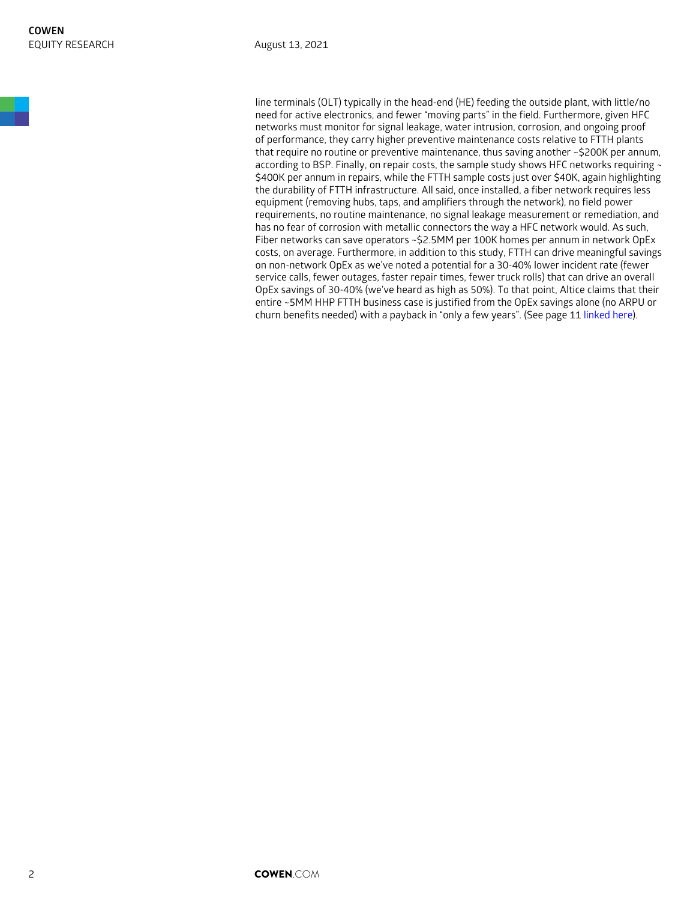line terminals (OLT) typically in the head-end (HE) feeding the outside plant, with little/no need for active electronics, and fewer "moving parts" in the field. Furthermore, given HFC networks must monitor for signal leakage, water intrusion, corrosion, and ongoing proof of performance, they carry higher preventive maintenance costs relative to FTTH plants that require no routine or preventive maintenance, thus saving another ~$200K per annum, according to BSP. Finally, on repair costs, the sample study shows HFC networks requiring ~$400K per annum in repairs, while the FTTH sample costs just over $40K, again highlighting the durability of FTTH infrastructure. All said, once installed, a fiber network requires less equipment (removing hubs, taps, and amplifiers through the network), no field power requirements, no routine maintenance, no signal leakage measurement or remediation, and has no fear of corrosion with metallic connectors the way a HFC network would. As such, Fiber networks can save operators ~$2.5MM per 100K homes per annum in network OpEx costs, on average. Furthermore, in addition to this study, FTTH can drive meaningful savings on non-network OpEx as we've noted a potential for a 30-40% lower incident rate (fewer service calls, fewer outages, faster repair times, fewer truck rolls) that can drive an overall OpEx savings of 30-40% (we've heard as high as 50%). To that point, Altice claims that their entire ~5MM HHP FTTH business case is justified from the OpEx savings alone (no ARPU or churn benefits needed) with a payback in "only a few years". (See page 11 linked here).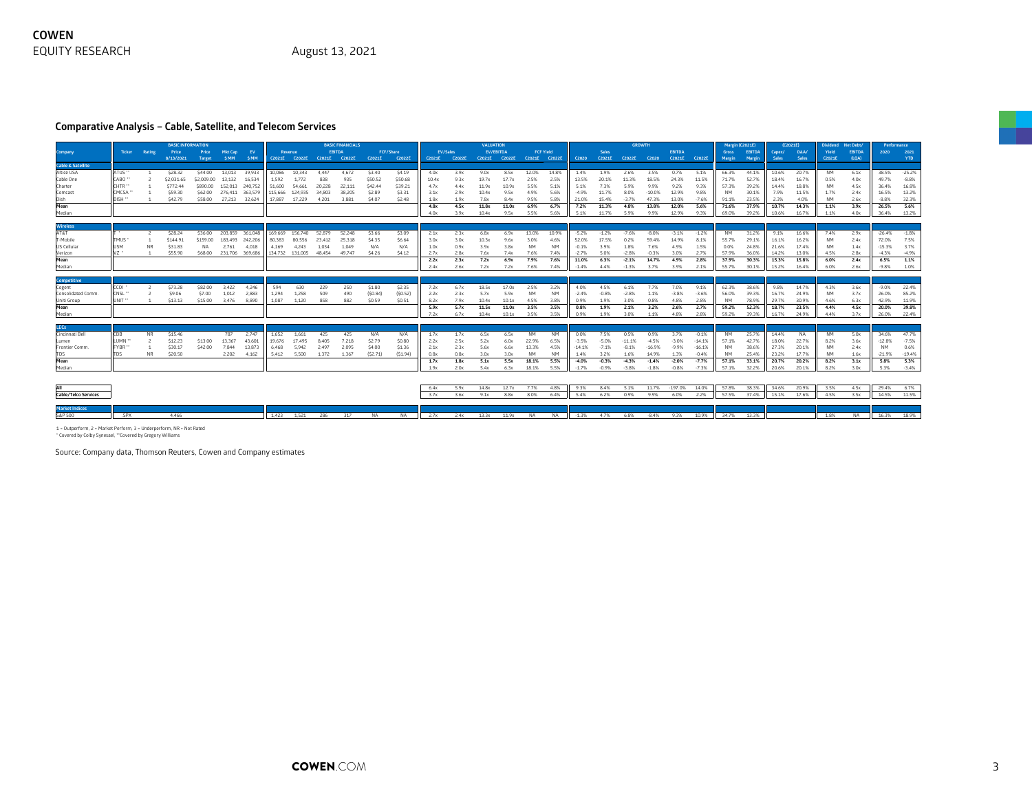## Comparative Analysis – Cable, Satellite, and Telecom Services

| Company | Ticker | Rating | Price 8/13/2021 | Price Target | Mkt Cap $MM | EV $MM | Revenue C2021E | Revenue C2022E | EBITDA C2021E | EBITDA C2022E | FCF/Share C2021E | FCF/Share C2022E | EV/Sales C2021E | EV/Sales C2022E | EV/EBITDA C2021E | EV/EBITDA C2022E | FCF Yield C2021E | FCF Yield C2022E | Sales Growth C2020 | Sales Growth C2021E | Sales Growth C2022E | EBITDA Growth C2020 | EBITDA Growth C2021E | EBITDA Growth C2022E | Gross Margin (C2021E) | EBITDA Margin (C2021E) | Capex/Sales (C2021E) | D&A/Sales (C2021E) | Dividend Yield C2021E | Net Debt/EBITDA (LQA) | Performance 2020 | Performance 2021 YTD |
|---|---|---|---|---|---|---|---|---|---|---|---|---|---|---|---|---|---|---|---|---|---|---|---|---|---|---|---|---|---|---|---|---|
| **Cable & Satellite** | | | | | | | | | | | | | | | | | | | | | | | | | | | | | | | | |
| Altice USA | ATUS ** | 1 | $28.32 | $44.00 | 13,013 | 39,933 | 10,086 | 10,343 | 4,447 | 4,672 | $3.40 | $4.19 | 4.0x | 3.9x | 9.0x | 8.5x | 12.0% | 14.8% | 1.4% | 1.9% | 2.6% | 3.5% | 0.7% | 5.1% | 66.3% | 44.1% | 10.6% | 20.7% | NM | 6.1x | 38.5% | -25.2% |
| Cable One | CABO ** | 2 | $2,031.65 | $2,009.00 | 13,132 | 16,534 | 1,592 | 1,772 | 838 | 935 | $50.52 | $50.68 | 10.4x | 9.3x | 19.7x | 17.7x | 2.5% | 2.5% | 13.5% | 20.1% | 11.3% | 18.5% | 24.3% | 11.5% | 71.7% | 52.7% | 18.4% | 16.7% | 0.5% | 4.0x | 49.7% | -8.8% |
| Charter | CHTR ** | 1 | $772.44 | $890.00 | 152,013 | 240,752 | 51,600 | 54,661 | 20,228 | 22,111 | $42.44 | $39.21 | 4.7x | 4.4x | 11.9x | 10.9x | 5.5% | 5.1% | 5.1% | 7.3% | 5.9% | 9.9% | 9.2% | 9.3% | 57.3% | 39.2% | 14.4% | 18.8% | NM | 4.5x | 36.4% | 16.8% |
| Comcast | CMCSA ** | 1 | $59.30 | $62.00 | 276,411 | 363,579 | 115,666 | 124,935 | 34,803 | 38,205 | $2.89 | $3.31 | 3.1x | 2.9x | 10.4x | 9.5x | 4.9% | 5.6% | -4.9% | 11.7% | 8.0% | -10.0% | 12.9% | 9.8% | NM | 30.1% | 7.9% | 11.5% | 1.7% | 2.4x | 16.5% | 13.2% |
| Dish | DISH ** | 1 | $42.79 | $58.00 | 27,213 | 32,624 | 17,887 | 17,229 | 4,201 | 3,881 | $4.07 | $2.48 | 1.8x | 1.9x | 7.8x | 8.4x | 9.5% | 5.8% | 21.0% | 15.4% | -3.7% | 47.3% | 13.0% | -7.6% | 91.1% | 23.5% | 2.3% | 4.0% | NM | 2.6x | -8.8% | 32.3% |
| **Mean** | | | | | | | | | | | | | **4.8x** | **4.5x** | **11.8x** | **11.0x** | **6.9%** | **6.7%** | **7.2%** | **11.3%** | **4.8%** | **13.8%** | **12.0%** | **5.6%** | **71.6%** | **37.9%** | **10.7%** | **14.3%** | **1.1%** | **3.9x** | **26.5%** | **5.6%** |
| Median | | | | | | | | | | | | | 4.0x | 3.9x | 10.4x | 9.5x | 5.5% | 5.6% | 5.1% | 11.7% | 5.9% | 9.9% | 12.9% | 9.3% | 69.0% | 39.2% | 10.6% | 16.7% | 1.1% | 4.0x | 36.4% | 13.2% |
| **Wireless** | | | | | | | | | | | | | | | | | | | | | | | | | | | | | | | | |
| AT&T | T * | 2 | $28.24 | $36.00 | 203,859 | 361,048 | 169,669 | 156,740 | 52,879 | 52,248 | $3.66 | $3.09 | 2.1x | 2.3x | 6.8x | 6.9x | 13.0% | 10.9% | -5.2% | -1.2% | -7.6% | -8.0% | -3.1% | -1.2% | NM | 31.2% | 9.1% | 16.6% | 7.4% | 2.9x | -26.4% | -1.8% |
| T-Mobile | TMUS * | 1 | $144.91 | $159.00 | 183,493 | 242,206 | 80,383 | 80,556 | 23,412 | 25,318 | $4.35 | $6.64 | 3.0x | 3.0x | 10.3x | 9.6x | 3.0% | 4.6% | 52.0% | 17.5% | 0.2% | 59.4% | 14.9% | 8.1% | 55.7% | 29.1% | 16.1% | 16.2% | NM | 2.4x | 72.0% | 7.5% |
| US Cellular | USM | NR | $31.83 | NA | 2,761 | 4,018 | 4,169 | 4,243 | 1,034 | 1,049 | N/A | N/A | 1.0x | 0.9x | 3.9x | 3.8x | NM | NM | -0.1% | 3.9% | 1.8% | 7.6% | 4.9% | 1.5% | 0.0% | 24.8% | 21.6% | 17.4% | NM | 1.4x | -15.3% | 3.7% |
| Verizon | VZ * | 1 | $55.90 | $68.00 | 231,706 | 369,686 | 134,732 | 131,005 | 48,454 | 49,747 | $4.26 | $4.12 | 2.7x | 2.8x | 7.6x | 7.4x | 7.6% | 7.4% | -2.7% | 5.0% | -2.8% | -0.3% | 3.0% | 2.7% | 57.9% | 36.0% | 14.2% | 13.0% | 4.5% | 2.8x | -4.3% | -4.9% |
| **Mean** | | | | | | | | | | | | | **2.2x** | **2.3x** | **7.2x** | **6.9x** | **7.9%** | **7.6%** | **11.0%** | **6.3%** | **-2.1%** | **14.7%** | **4.9%** | **2.8%** | **37.9%** | **30.3%** | **15.3%** | **15.8%** | **6.0%** | **2.4x** | **6.5%** | **1.1%** |
| Median | | | | | | | | | | | | | 2.4x | 2.6x | 7.2x | 7.2x | 7.6% | 7.4% | -1.4% | 4.4% | -1.3% | 3.7% | 3.9% | 2.1% | 55.7% | 30.1% | 15.2% | 16.4% | 6.0% | 2.6x | -9.8% | 1.0% |
| **Competitive** | | | | | | | | | | | | | | | | | | | | | | | | | | | | | | | | |
| Cogent | CCOI * | 2 | $73.28 | $82.00 | 3,422 | 4,246 | 594 | 630 | 229 | 250 | $1.80 | $2.35 | 7.2x | 6.7x | 18.5x | 17.0x | 2.5% | 3.2% | 4.0% | 4.5% | 6.1% | 7.7% | 7.0% | 9.1% | 62.3% | 38.6% | 9.8% | 14.7% | 4.3% | 3.6x | -9.0% | 22.4% |
| Consolidated Comm. | CNSL ** | 2 | $9.06 | $7.00 | 1,012 | 2,883 | 1,294 | 1,258 | 509 | 490 | ($0.84) | ($0.52) | 2.2x | 2.3x | 5.7x | 5.9x | NM | NM | -2.4% | -0.8% | -2.8% | 1.1% | -3.8% | -3.6% | 56.0% | 39.3% | 16.7% | 24.9% | NM | 3.7x | 26.0% | 85.2% |
| Uniti Group | UNIT ** | 1 | $13.13 | $15.00 | 3,476 | 8,890 | 1,087 | 1,120 | 858 | 882 | $0.59 | $0.51 | 8.2x | 7.9x | 10.4x | 10.1x | 4.5% | 3.8% | 0.9% | 1.9% | 3.0% | 0.8% | 4.8% | 2.8% | NM | 78.9% | 29.7% | 30.9% | 4.6% | 6.3x | 42.9% | 11.9% |
| **Mean** | | | | | | | | | | | | | **5.9x** | **5.7x** | **11.5x** | **11.0x** | **3.5%** | **3.5%** | **0.8%** | **1.9%** | **2.1%** | **3.2%** | **2.6%** | **2.7%** | **59.2%** | **52.3%** | **18.7%** | **23.5%** | **4.4%** | **4.5x** | **20.0%** | **39.8%** |
| Median | | | | | | | | | | | | | 7.2x | 6.7x | 10.4x | 10.1x | 3.5% | 3.5% | 0.9% | 1.9% | 3.0% | 1.1% | 4.8% | 2.8% | 59.2% | 39.3% | 16.7% | 24.9% | 4.4% | 3.7x | 26.0% | 22.4% |
| **LECs** | | | | | | | | | | | | | | | | | | | | | | | | | | | | | | | | |
| Cincinnati Bell | CBB | NR | $15.46 | | 787 | 2,747 | 1,652 | 1,661 | 425 | 425 | N/A | N/A | 1.7x | 1.7x | 6.5x | 6.5x | NM | NM | 0.0% | 7.5% | 0.5% | 0.9% | 3.7% | -0.1% | NM | 25.7% | 14.4% | NA | NM | 5.0x | 34.6% | 47.7% |
| Lumen | LUMN ** | 2 | $12.23 | $13.00 | 13,367 | 43,601 | 19,676 | 17,495 | 8,405 | 7,218 | $2.79 | $0.80 | 2.2x | 2.5x | 5.2x | 6.0x | 22.9% | 6.5% | -3.5% | -5.0% | -11.1% | -4.5% | -3.0% | -14.1% | 57.1% | 42.7% | 18.0% | 22.7% | 8.2% | 3.6x | -12.8% | -7.5% |
| Frontier Comm. | FYBR ** | 1 | $30.17 | $42.00 | 7,844 | 13,873 | 6,468 | 5,942 | 2,497 | 2,095 | $4.00 | $1.36 | 2.1x | 2.3x | 5.6x | 6.6x | 13.3% | 4.5% | -14.1% | -7.1% | -8.1% | -16.9% | -9.9% | -16.1% | NM | 38.6% | 27.3% | 20.1% | NM | 2.4x | NM | 0.6% |
| TDS | TDS | NR | $20.50 | | 2,202 | 4,162 | 5,412 | 5,500 | 1,372 | 1,367 | ($2.71) | ($1.94) | 0.8x | 0.8x | 3.0x | 3.0x | NM | NM | 1.4% | 3.2% | 1.6% | 14.9% | 1.3% | -0.4% | NM | 25.4% | 23.2% | 17.7% | NM | 1.6x | -21.9% | -19.4% |
| **Mean** | | | | | | | | | | | | | **1.7x** | **1.8x** | **5.1x** | **5.5x** | **18.1%** | **5.5%** | **-4.0%** | **-0.3%** | **-4.3%** | **-1.4%** | **-2.0%** | **-7.7%** | **57.1%** | **33.1%** | **20.7%** | **20.2%** | **8.2%** | **3.1x** | **5.8%** | **5.3%** |
| Median | | | | | | | | | | | | | 1.9x | 2.0x | 5.4x | 6.3x | 18.1% | 5.5% | -1.7% | -0.9% | -3.8% | -1.8% | -0.8% | -7.3% | 57.1% | 32.2% | 20.6% | 20.1% | 8.2% | 3.0x | 5.3% | -3.4% |
| **All** | | | | | | | | | | | | | 6.4x | 5.9x | 14.8x | 12.7x | 7.7% | 4.8% | 9.3% | 8.4% | 5.1% | 11.7% | -197.0% | 14.0% | 57.8% | 38.3% | 34.6% | 20.9% | 3.5% | 4.5x | 29.4% | 6.7% |
| **Cable/Telco Services** | | | | | | | | | | | | | 3.7x | 3.6x | 9.1x | 8.8x | 8.0% | 6.4% | 5.4% | 6.2% | 0.9% | 9.9% | 6.0% | 2.2% | 57.5% | 37.4% | 15.1% | 17.6% | 4.5% | 3.5x | 14.5% | 11.5% |
| **Market Indices** | | | | | | | | | | | | | | | | | | | | | | | | | | | | | | | | |
| S&P 500 | SPX | | 4,466 | | | | 1,423 | 1,521 | 286 | 317 | NA | NA | 2.7x | 2.4x | 13.3x | 11.9x | NA | NA | -1.3% | 4.7% | 6.8% | -8.4% | 9.3% | 10.9% | 34.7% | 13.3% | | | 1.8% | NA | 16.3% | 18.9% |

1 = Outperform, 2 = Market Perform, 3 = Underperform, NR = Not Rated
* Covered by Colby Synesael, **Covered by Gregory Williams

Source: Company data, Thomson Reuters, Cowen and Company estimates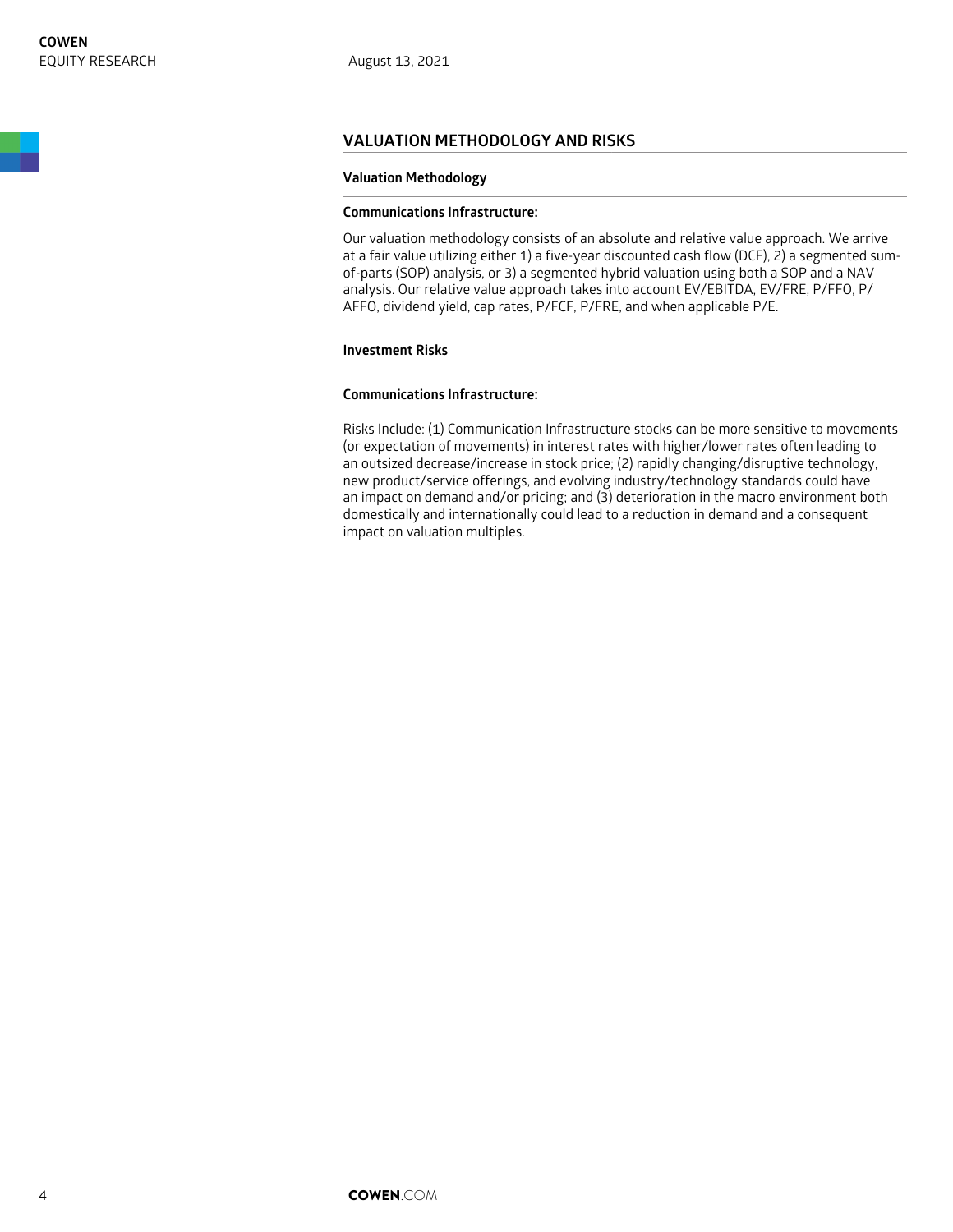## VALUATION METHODOLOGY AND RISKS

### Valuation Methodology

#### Communications Infrastructure:

Our valuation methodology consists of an absolute and relative value approach. We arrive at a fair value utilizing either 1) a five-year discounted cash flow (DCF), 2) a segmented sum-of-parts (SOP) analysis, or 3) a segmented hybrid valuation using both a SOP and a NAV analysis. Our relative value approach takes into account EV/EBITDA, EV/FRE, P/FFO, P/AFFO, dividend yield, cap rates, P/FCF, P/FRE, and when applicable P/E.

### Investment Risks

#### Communications Infrastructure:

Risks Include: (1) Communication Infrastructure stocks can be more sensitive to movements (or expectation of movements) in interest rates with higher/lower rates often leading to an outsized decrease/increase in stock price; (2) rapidly changing/disruptive technology, new product/service offerings, and evolving industry/technology standards could have an impact on demand and/or pricing; and (3) deterioration in the macro environment both domestically and internationally could lead to a reduction in demand and a consequent impact on valuation multiples.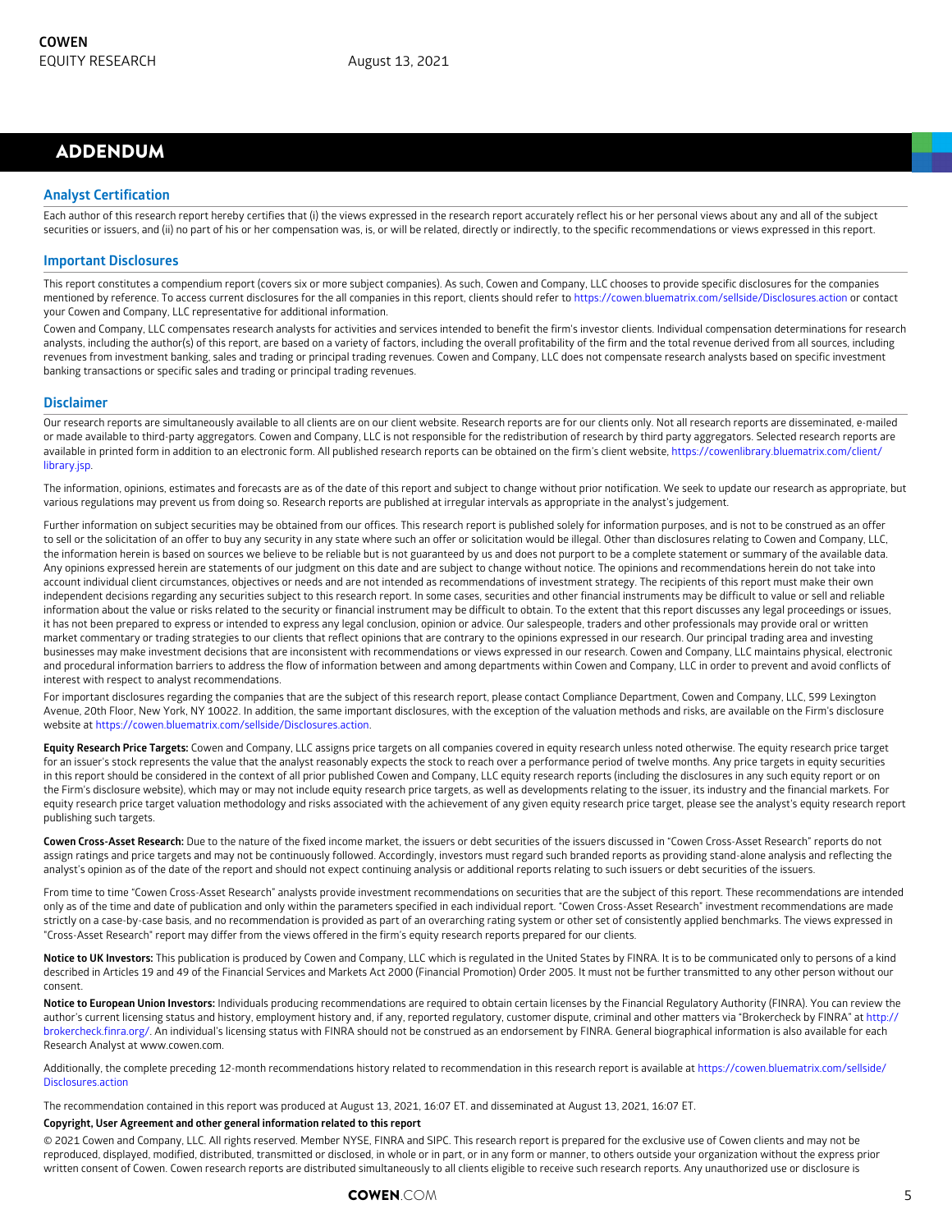# ADDENDUM

## Analyst Certification

Each author of this research report hereby certifies that (i) the views expressed in the research report accurately reflect his or her personal views about any and all of the subject securities or issuers, and (ii) no part of his or her compensation was, is, or will be related, directly or indirectly, to the specific recommendations or views expressed in this report.

## Important Disclosures

This report constitutes a compendium report (covers six or more subject companies). As such, Cowen and Company, LLC chooses to provide specific disclosures for the companies mentioned by reference. To access current disclosures for the all companies in this report, clients should refer to https://cowen.bluematrix.com/sellside/Disclosures.action or contact your Cowen and Company, LLC representative for additional information.

Cowen and Company, LLC compensates research analysts for activities and services intended to benefit the firm's investor clients. Individual compensation determinations for research analysts, including the author(s) of this report, are based on a variety of factors, including the overall profitability of the firm and the total revenue derived from all sources, including revenues from investment banking, sales and trading or principal trading revenues. Cowen and Company, LLC does not compensate research analysts based on specific investment banking transactions or specific sales and trading or principal trading revenues.

## Disclaimer

Our research reports are simultaneously available to all clients are on our client website. Research reports are for our clients only. Not all research reports are disseminated, e-mailed or made available to third-party aggregators. Cowen and Company, LLC is not responsible for the redistribution of research by third party aggregators. Selected research reports are available in printed form in addition to an electronic form. All published research reports can be obtained on the firm's client website, https://cowenlibrary.bluematrix.com/client/library.jsp.

The information, opinions, estimates and forecasts are as of the date of this report and subject to change without prior notification. We seek to update our research as appropriate, but various regulations may prevent us from doing so. Research reports are published at irregular intervals as appropriate in the analyst's judgement.

Further information on subject securities may be obtained from our offices. This research report is published solely for information purposes, and is not to be construed as an offer to sell or the solicitation of an offer to buy any security in any state where such an offer or solicitation would be illegal. Other than disclosures relating to Cowen and Company, LLC, the information herein is based on sources we believe to be reliable but is not guaranteed by us and does not purport to be a complete statement or summary of the available data. Any opinions expressed herein are statements of our judgment on this date and are subject to change without notice. The opinions and recommendations herein do not take into account individual client circumstances, objectives or needs and are not intended as recommendations of investment strategy. The recipients of this report must make their own independent decisions regarding any securities subject to this research report. In some cases, securities and other financial instruments may be difficult to value or sell and reliable information about the value or risks related to the security or financial instrument may be difficult to obtain. To the extent that this report discusses any legal proceedings or issues, it has not been prepared to express or intended to express any legal conclusion, opinion or advice. Our salespeople, traders and other professionals may provide oral or written market commentary or trading strategies to our clients that reflect opinions that are contrary to the opinions expressed in our research. Our principal trading area and investing businesses may make investment decisions that are inconsistent with recommendations or views expressed in our research. Cowen and Company, LLC maintains physical, electronic and procedural information barriers to address the flow of information between and among departments within Cowen and Company, LLC in order to prevent and avoid conflicts of interest with respect to analyst recommendations.

For important disclosures regarding the companies that are the subject of this research report, please contact Compliance Department, Cowen and Company, LLC, 599 Lexington Avenue, 20th Floor, New York, NY 10022. In addition, the same important disclosures, with the exception of the valuation methods and risks, are available on the Firm's disclosure website at https://cowen.bluematrix.com/sellside/Disclosures.action.

**Equity Research Price Targets:** Cowen and Company, LLC assigns price targets on all companies covered in equity research unless noted otherwise. The equity research price target for an issuer's stock represents the value that the analyst reasonably expects the stock to reach over a performance period of twelve months. Any price targets in equity securities in this report should be considered in the context of all prior published Cowen and Company, LLC equity research reports (including the disclosures in any such equity report or on the Firm's disclosure website), which may or may not include equity research price targets, as well as developments relating to the issuer, its industry and the financial markets. For equity research price target valuation methodology and risks associated with the achievement of any given equity research price target, please see the analyst's equity research report publishing such targets.

**Cowen Cross-Asset Research:** Due to the nature of the fixed income market, the issuers or debt securities of the issuers discussed in "Cowen Cross-Asset Research" reports do not assign ratings and price targets and may not be continuously followed. Accordingly, investors must regard such branded reports as providing stand-alone analysis and reflecting the analyst's opinion as of the date of the report and should not expect continuing analysis or additional reports relating to such issuers or debt securities of the issuers.

From time to time "Cowen Cross-Asset Research" analysts provide investment recommendations on securities that are the subject of this report. These recommendations are intended only as of the time and date of publication and only within the parameters specified in each individual report. "Cowen Cross-Asset Research" investment recommendations are made strictly on a case-by-case basis, and no recommendation is provided as part of an overarching rating system or other set of consistently applied benchmarks. The views expressed in "Cross-Asset Research" report may differ from the views offered in the firm's equity research reports prepared for our clients.

**Notice to UK Investors:** This publication is produced by Cowen and Company, LLC which is regulated in the United States by FINRA. It is to be communicated only to persons of a kind described in Articles 19 and 49 of the Financial Services and Markets Act 2000 (Financial Promotion) Order 2005. It must not be further transmitted to any other person without our consent.

**Notice to European Union Investors:** Individuals producing recommendations are required to obtain certain licenses by the Financial Regulatory Authority (FINRA). You can review the author's current licensing status and history, employment history and, if any, reported regulatory, customer dispute, criminal and other matters via "Brokercheck by FINRA" at http://brokercheck.finra.org/. An individual's licensing status with FINRA should not be construed as an endorsement by FINRA. General biographical information is also available for each Research Analyst at www.cowen.com.

Additionally, the complete preceding 12-month recommendations history related to recommendation in this research report is available at https://cowen.bluematrix.com/sellside/Disclosures.action

The recommendation contained in this report was produced at August 13, 2021, 16:07 ET. and disseminated at August 13, 2021, 16:07 ET.

**Copyright, User Agreement and other general information related to this report**

© 2021 Cowen and Company, LLC. All rights reserved. Member NYSE, FINRA and SIPC. This research report is prepared for the exclusive use of Cowen clients and may not be reproduced, displayed, modified, distributed, transmitted or disclosed, in whole or in part, or in any form or manner, to others outside your organization without the express prior written consent of Cowen. Cowen research reports are distributed simultaneously to all clients eligible to receive such research reports. Any unauthorized use or disclosure is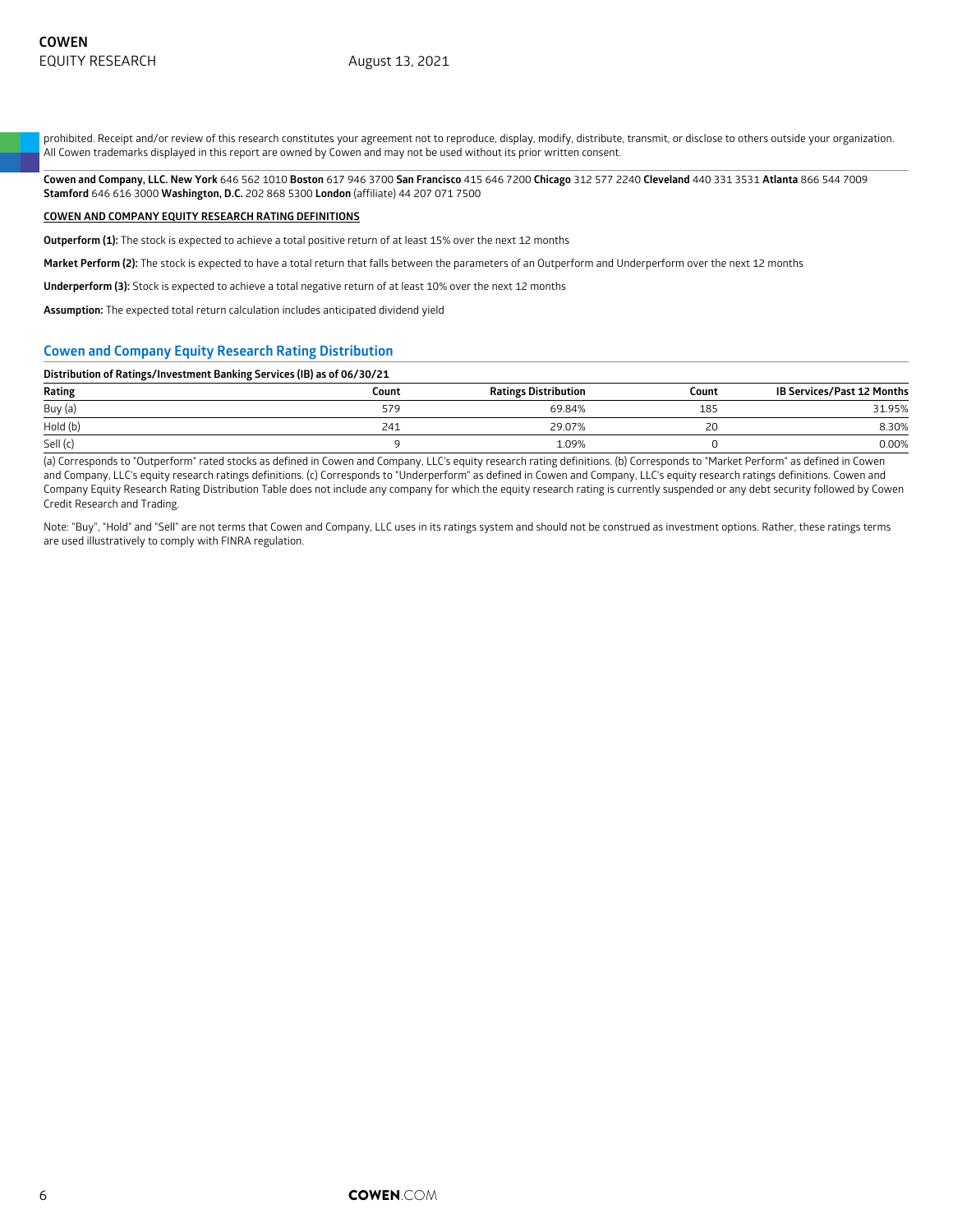prohibited. Receipt and/or review of this research constitutes your agreement not to reproduce, display, modify, distribute, transmit, or disclose to others outside your organization. All Cowen trademarks displayed in this report are owned by Cowen and may not be used without its prior written consent.

**Cowen and Company, LLC. New York** 646 562 1010 **Boston** 617 946 3700 **San Francisco** 415 646 7200 **Chicago** 312 577 2240 **Cleveland** 440 331 3531 **Atlanta** 866 544 7009 **Stamford** 646 616 3000 **Washington, D.C.** 202 868 5300 **London** (affiliate) 44 207 071 7500

**COWEN AND COMPANY EQUITY RESEARCH RATING DEFINITIONS**

**Outperform (1):** The stock is expected to achieve a total positive return of at least 15% over the next 12 months

**Market Perform (2):** The stock is expected to have a total return that falls between the parameters of an Outperform and Underperform over the next 12 months

**Underperform (3):** Stock is expected to achieve a total negative return of at least 10% over the next 12 months

**Assumption:** The expected total return calculation includes anticipated dividend yield

## Cowen and Company Equity Research Rating Distribution

**Distribution of Ratings/Investment Banking Services (IB) as of 06/30/21**

| Rating | Count | Ratings Distribution | Count | IB Services/Past 12 Months |
|---|---|---|---|---|
| Buy (a) | 579 | 69.84% | 185 | 31.95% |
| Hold (b) | 241 | 29.07% | 20 | 8.30% |
| Sell (c) | 9 | 1.09% | 0 | 0.00% |

(a) Corresponds to "Outperform" rated stocks as defined in Cowen and Company, LLC's equity research rating definitions. (b) Corresponds to "Market Perform" as defined in Cowen and Company, LLC's equity research ratings definitions. (c) Corresponds to "Underperform" as defined in Cowen and Company, LLC's equity research ratings definitions. Cowen and Company Equity Research Rating Distribution Table does not include any company for which the equity research rating is currently suspended or any debt security followed by Cowen Credit Research and Trading.

Note: "Buy", "Hold" and "Sell" are not terms that Cowen and Company, LLC uses in its ratings system and should not be construed as investment options. Rather, these ratings terms are used illustratively to comply with FINRA regulation.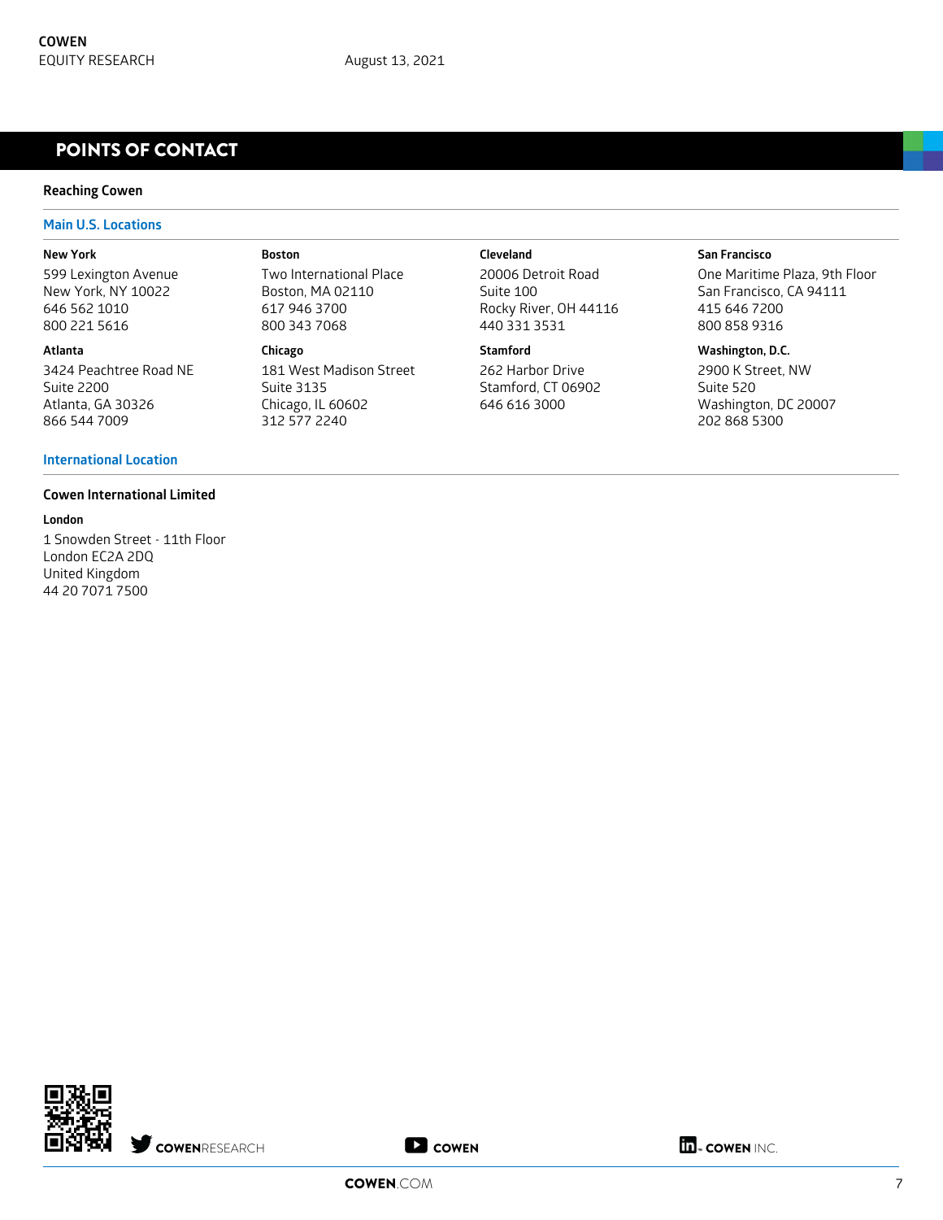# POINTS OF CONTACT

## Reaching Cowen

### Main U.S. Locations

**New York**
599 Lexington Avenue
New York, NY 10022
646 562 1010
800 221 5616

**Boston**
Two International Place
Boston, MA 02110
617 946 3700
800 343 7068

**Cleveland**
20006 Detroit Road
Suite 100
Rocky River, OH 44116
440 331 3531

**San Francisco**
One Maritime Plaza, 9th Floor
San Francisco, CA 94111
415 646 7200
800 858 9316

**Atlanta**
3424 Peachtree Road NE
Suite 2200
Atlanta, GA 30326
866 544 7009

**Chicago**
181 West Madison Street
Suite 3135
Chicago, IL 60602
312 577 2240

**Stamford**
262 Harbor Drive
Stamford, CT 06902
646 616 3000

**Washington, D.C.**
2900 K Street, NW
Suite 520
Washington, DC 20007
202 868 5300

### International Location

**Cowen International Limited**

**London**
1 Snowden Street - 11th Floor
London EC2A 2DQ
United Kingdom
44 20 7071 7500

COWENRESEARCH

COWEN

COWEN INC.

COWEN.COM